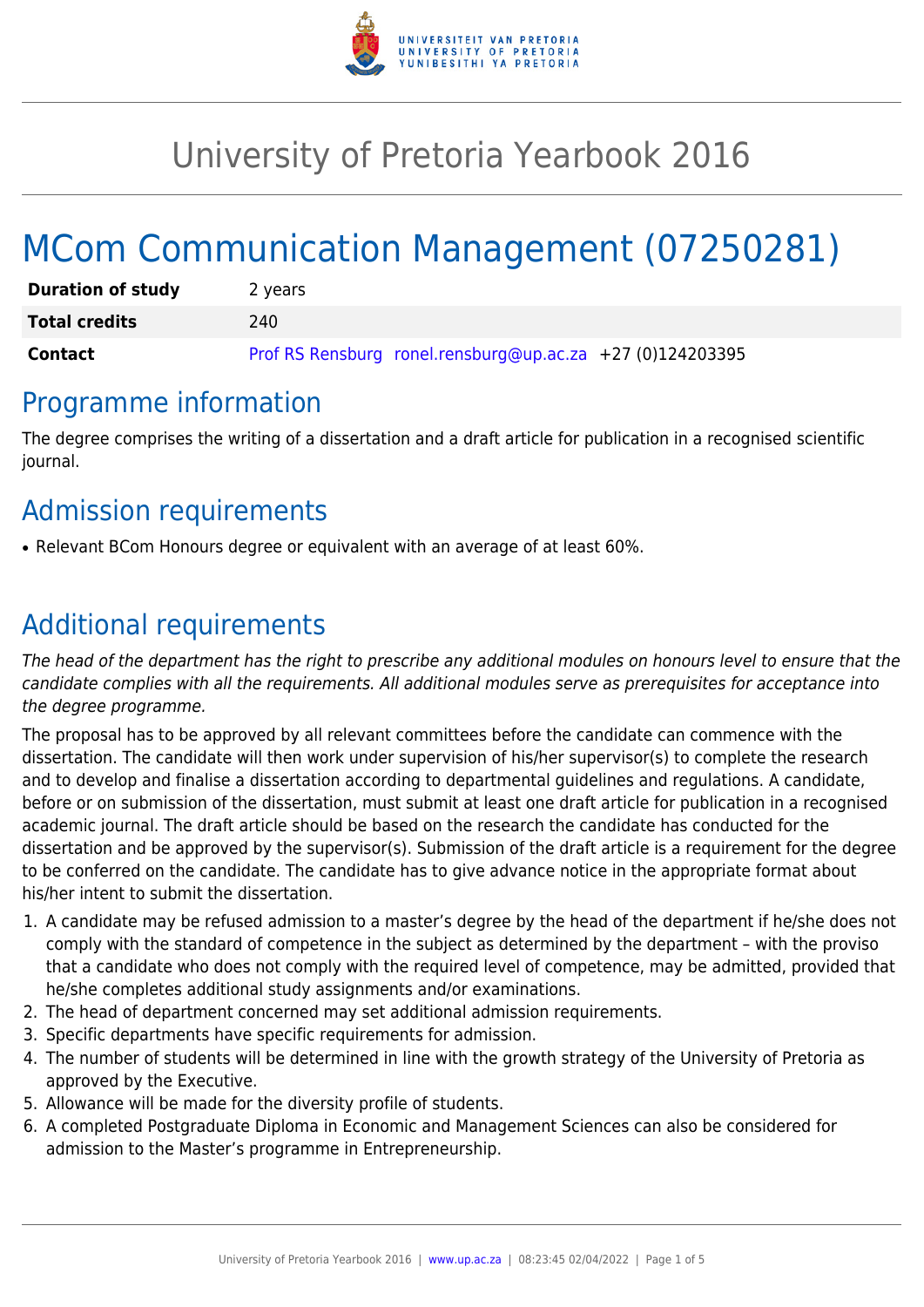# University of Pretoria Yearbook 2016

# MCom Communication Management (07250281)

| | |
|---|---|
| **Duration of study** | 2 years |
| **Total credits** | 240 |
| **Contact** | Prof RS Rensburg ronel.rensburg@up.ac.za +27 (0)124203395 |

## Programme information

The degree comprises the writing of a dissertation and a draft article for publication in a recognised scientific journal.

## Admission requirements

- Relevant BCom Honours degree or equivalent with an average of at least 60%.

## Additional requirements

*The head of the department has the right to prescribe any additional modules on honours level to ensure that the candidate complies with all the requirements. All additional modules serve as prerequisites for acceptance into the degree programme.*

The proposal has to be approved by all relevant committees before the candidate can commence with the dissertation. The candidate will then work under supervision of his/her supervisor(s) to complete the research and to develop and finalise a dissertation according to departmental guidelines and regulations. A candidate, before or on submission of the dissertation, must submit at least one draft article for publication in a recognised academic journal. The draft article should be based on the research the candidate has conducted for the dissertation and be approved by the supervisor(s). Submission of the draft article is a requirement for the degree to be conferred on the candidate. The candidate has to give advance notice in the appropriate format about his/her intent to submit the dissertation.

1. A candidate may be refused admission to a master's degree by the head of the department if he/she does not comply with the standard of competence in the subject as determined by the department – with the proviso that a candidate who does not comply with the required level of competence, may be admitted, provided that he/she completes additional study assignments and/or examinations.
2. The head of department concerned may set additional admission requirements.
3. Specific departments have specific requirements for admission.
4. The number of students will be determined in line with the growth strategy of the University of Pretoria as approved by the Executive.
5. Allowance will be made for the diversity profile of students.
6. A completed Postgraduate Diploma in Economic and Management Sciences can also be considered for admission to the Master's programme in Entrepreneurship.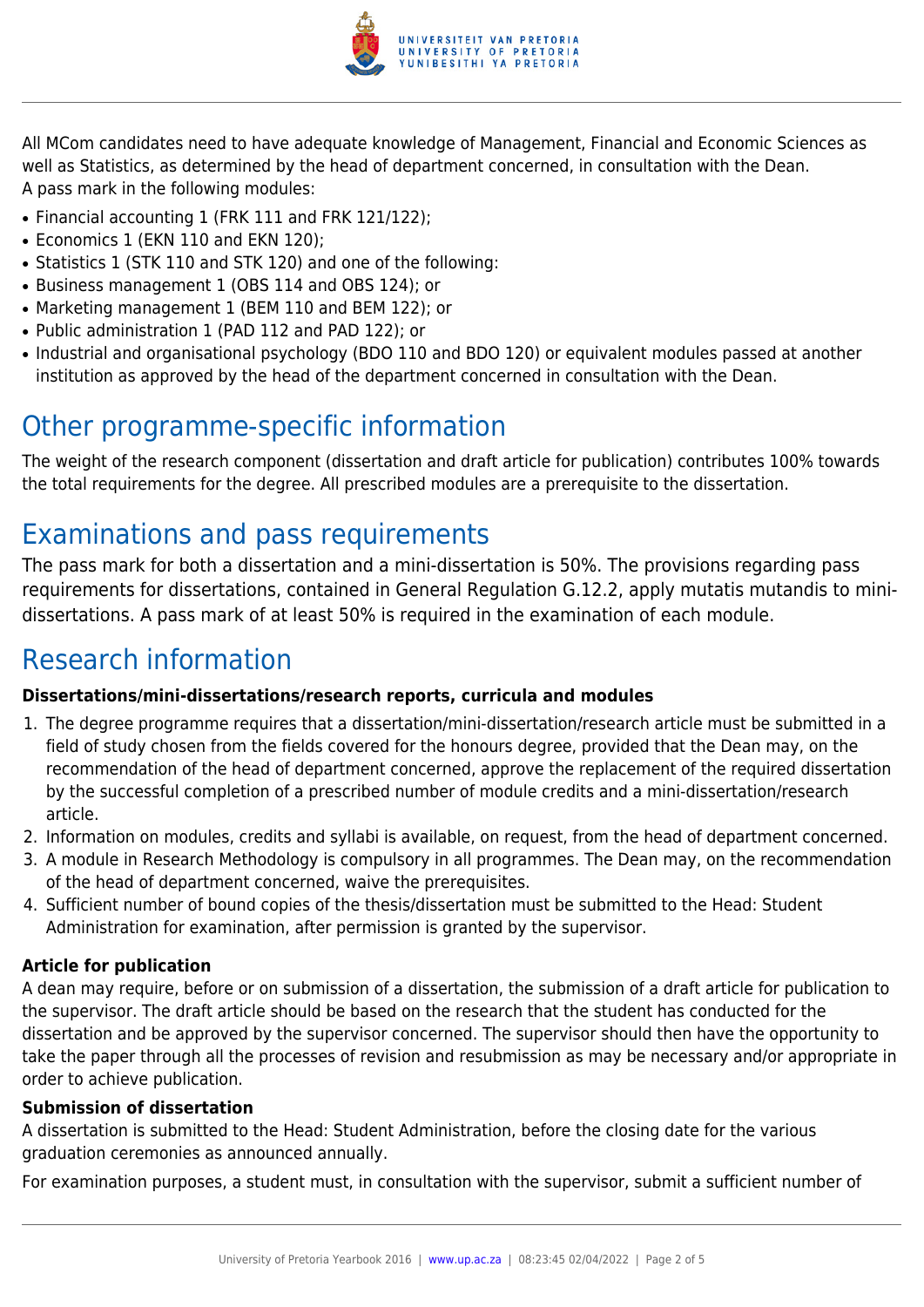All MCom candidates need to have adequate knowledge of Management, Financial and Economic Sciences as well as Statistics, as determined by the head of department concerned, in consultation with the Dean.
A pass mark in the following modules:

- Financial accounting 1 (FRK 111 and FRK 121/122);
- Economics 1 (EKN 110 and EKN 120);
- Statistics 1 (STK 110 and STK 120) and one of the following:
- Business management 1 (OBS 114 and OBS 124); or
- Marketing management 1 (BEM 110 and BEM 122); or
- Public administration 1 (PAD 112 and PAD 122); or
- Industrial and organisational psychology (BDO 110 and BDO 120) or equivalent modules passed at another institution as approved by the head of the department concerned in consultation with the Dean.

# Other programme-specific information

The weight of the research component (dissertation and draft article for publication) contributes 100% towards the total requirements for the degree. All prescribed modules are a prerequisite to the dissertation.

# Examinations and pass requirements

The pass mark for both a dissertation and a mini-dissertation is 50%. The provisions regarding pass requirements for dissertations, contained in General Regulation G.12.2, apply mutatis mutandis to mini-dissertations. A pass mark of at least 50% is required in the examination of each module.

# Research information

**Dissertations/mini-dissertations/research reports, curricula and modules**

1. The degree programme requires that a dissertation/mini-dissertation/research article must be submitted in a field of study chosen from the fields covered for the honours degree, provided that the Dean may, on the recommendation of the head of department concerned, approve the replacement of the required dissertation by the successful completion of a prescribed number of module credits and a mini-dissertation/research article.
2. Information on modules, credits and syllabi is available, on request, from the head of department concerned.
3. A module in Research Methodology is compulsory in all programmes. The Dean may, on the recommendation of the head of department concerned, waive the prerequisites.
4. Sufficient number of bound copies of the thesis/dissertation must be submitted to the Head: Student Administration for examination, after permission is granted by the supervisor.

**Article for publication**

A dean may require, before or on submission of a dissertation, the submission of a draft article for publication to the supervisor. The draft article should be based on the research that the student has conducted for the dissertation and be approved by the supervisor concerned. The supervisor should then have the opportunity to take the paper through all the processes of revision and resubmission as may be necessary and/or appropriate in order to achieve publication.

**Submission of dissertation**

A dissertation is submitted to the Head: Student Administration, before the closing date for the various graduation ceremonies as announced annually.

For examination purposes, a student must, in consultation with the supervisor, submit a sufficient number of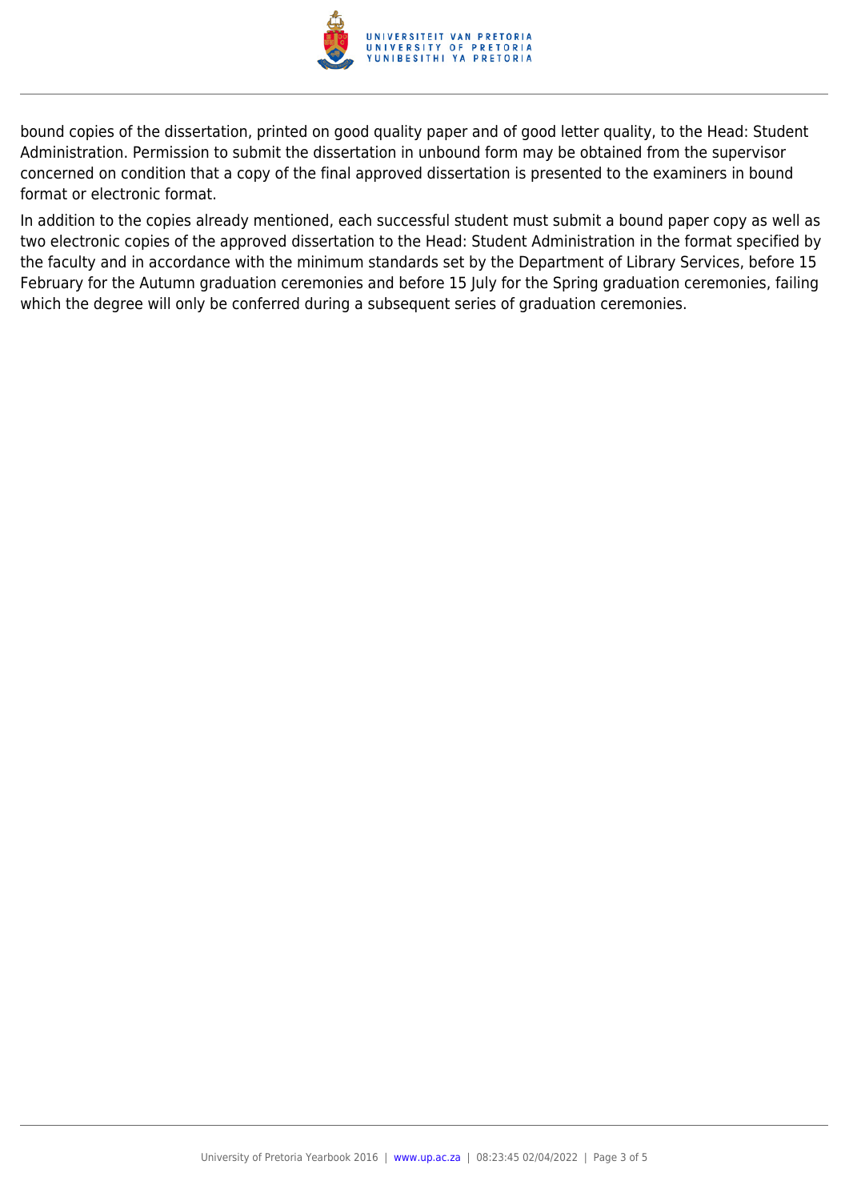bound copies of the dissertation, printed on good quality paper and of good letter quality, to the Head: Student Administration. Permission to submit the dissertation in unbound form may be obtained from the supervisor concerned on condition that a copy of the final approved dissertation is presented to the examiners in bound format or electronic format.

In addition to the copies already mentioned, each successful student must submit a bound paper copy as well as two electronic copies of the approved dissertation to the Head: Student Administration in the format specified by the faculty and in accordance with the minimum standards set by the Department of Library Services, before 15 February for the Autumn graduation ceremonies and before 15 July for the Spring graduation ceremonies, failing which the degree will only be conferred during a subsequent series of graduation ceremonies.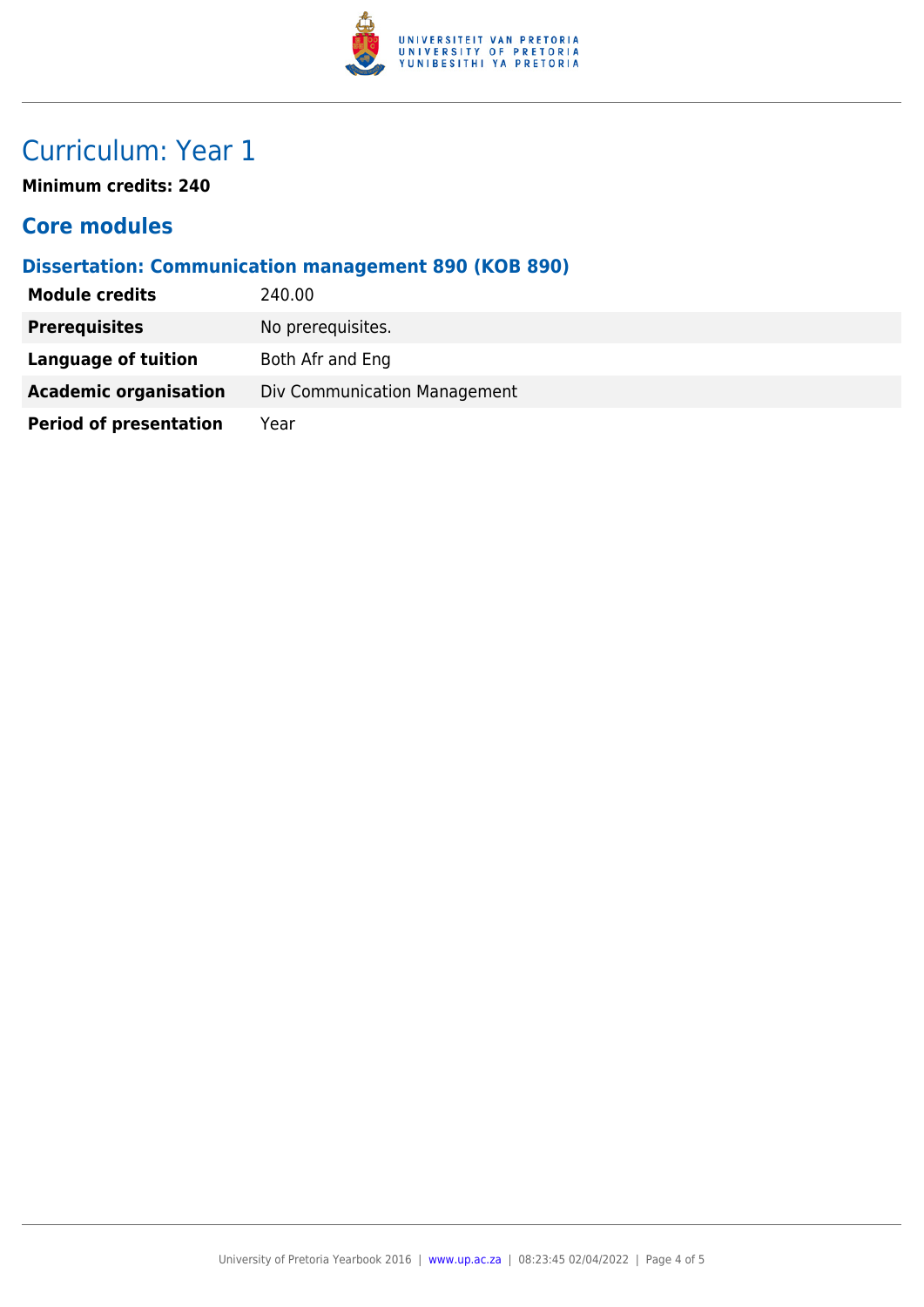# Curriculum: Year 1

**Minimum credits: 240**

## Core modules

### Dissertation: Communication management 890 (KOB 890)

| | |
|---|---|
| **Module credits** | 240.00 |
| **Prerequisites** | No prerequisites. |
| **Language of tuition** | Both Afr and Eng |
| **Academic organisation** | Div Communication Management |
| **Period of presentation** | Year |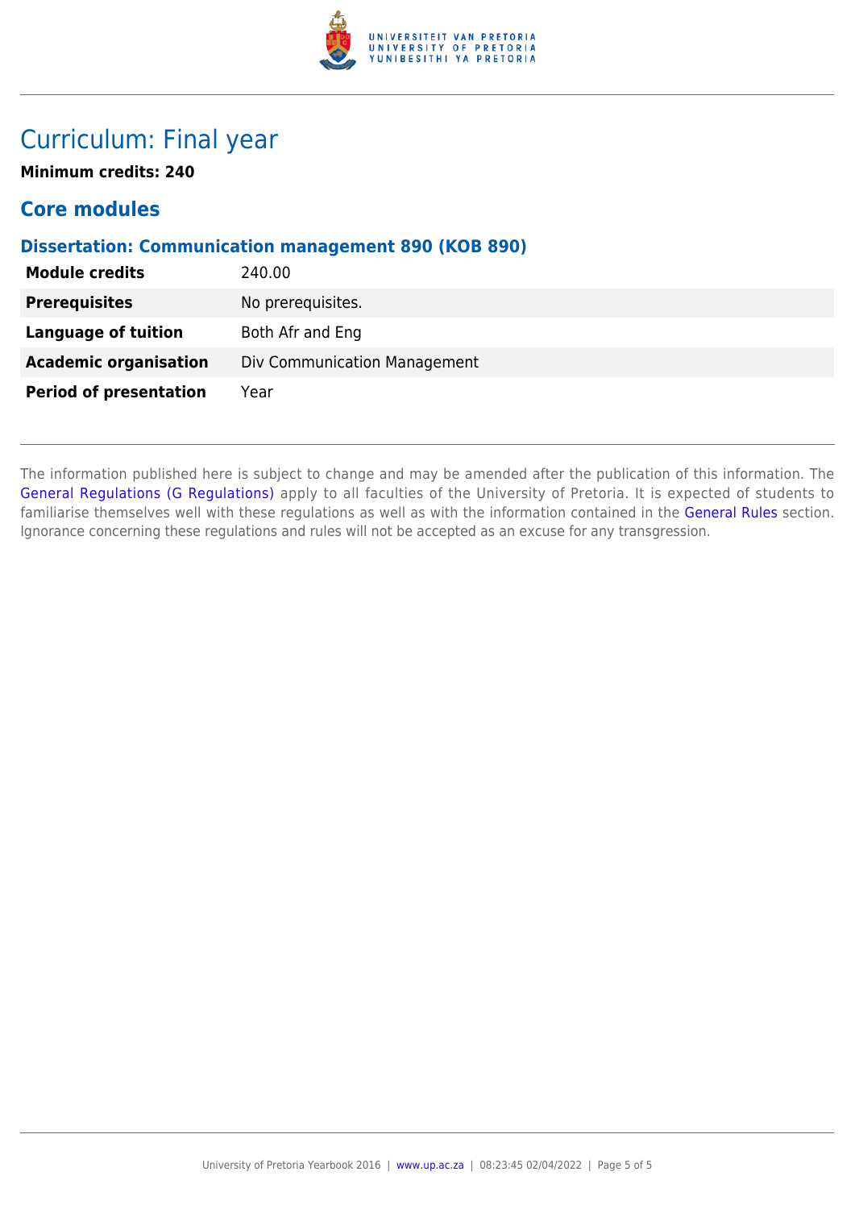# Curriculum: Final year

**Minimum credits: 240**

## Core modules

### Dissertation: Communication management 890 (KOB 890)

| | |
|---|---|
| **Module credits** | 240.00 |
| **Prerequisites** | No prerequisites. |
| **Language of tuition** | Both Afr and Eng |
| **Academic organisation** | Div Communication Management |
| **Period of presentation** | Year |

The information published here is subject to change and may be amended after the publication of this information. The General Regulations (G Regulations) apply to all faculties of the University of Pretoria. It is expected of students to familiarise themselves well with these regulations as well as with the information contained in the General Rules section. Ignorance concerning these regulations and rules will not be accepted as an excuse for any transgression.